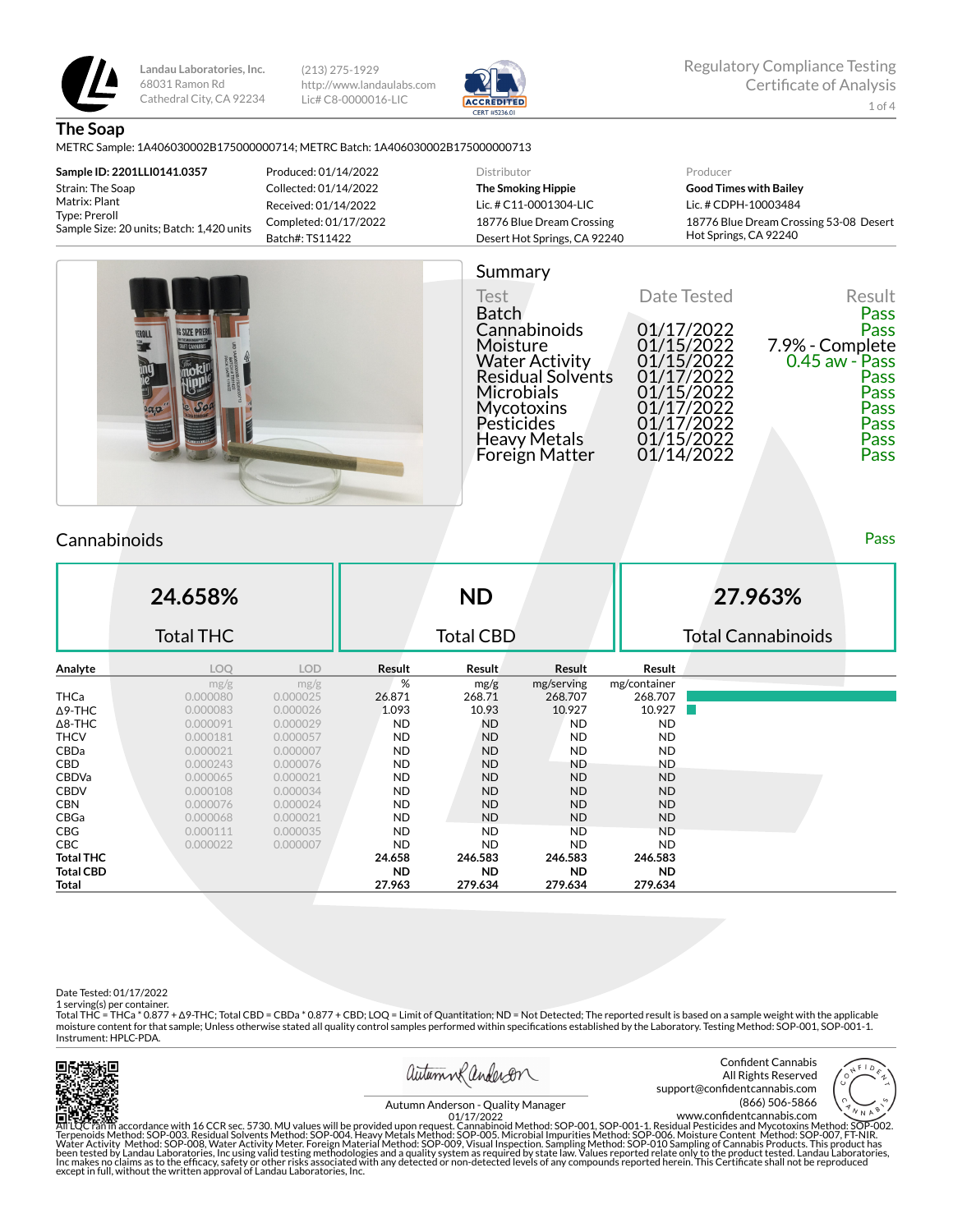Landau Laboratories, Inc.
68031 Ramon Rd
Cathedral City, CA 92234

(213) 275-1929
http://www.landaulabs.com
Lic# C8-0000016-LIC

ACCREDITED CERT #5236.01

Regulatory Compliance Testing
Certificate of Analysis

# The Soap

METRC Sample: 1A406030002B175000000714; METRC Batch: 1A406030002B175000000713

**Sample ID: 2201LLI0141.0357**
Strain: The Soap
Matrix: Plant
Type: Preroll
Sample Size: 20 units; Batch: 1,420 units

Produced: 01/14/2022
Collected: 01/14/2022
Received: 01/14/2022
Completed: 01/17/2022
Batch#: TS11422

Distributor
**The Smoking Hippie**
Lic. # C11-0001304-LIC
18776 Blue Dream Crossing
Desert Hot Springs, CA 92240

Producer
**Good Times with Bailey**
Lic. # CDPH-10003484
18776 Blue Dream Crossing 53-08 Desert Hot Springs, CA 92240

## Summary

| Test | Date Tested | Result |
|---|---|---|
| Batch | | Pass |
| Cannabinoids | 01/17/2022 | Pass |
| Moisture | 01/15/2022 | 7.9% - Complete |
| Water Activity | 01/15/2022 | 0.45 aw - Pass |
| Residual Solvents | 01/17/2022 | Pass |
| Microbials | 01/15/2022 | Pass |
| Mycotoxins | 01/17/2022 | Pass |
| Pesticides | 01/17/2022 | Pass |
| Heavy Metals | 01/15/2022 | Pass |
| Foreign Matter | 01/14/2022 | Pass |

## Cannabinoids

Pass

| 24.658% | ND | 27.963% |
|---|---|---|
| Total THC | Total CBD | Total Cannabinoids |

| Analyte | LOQ | LOD | Result | Result | Result | Result |
|---|---|---|---|---|---|---|
| | mg/g | mg/g | % | mg/g | mg/serving | mg/container |
| THCa | 0.000080 | 0.000025 | 26.871 | 268.71 | 268.707 | 268.707 |
| Δ9-THC | 0.000083 | 0.000026 | 1.093 | 10.93 | 10.927 | 10.927 |
| Δ8-THC | 0.000091 | 0.000029 | ND | ND | ND | ND |
| THCV | 0.000181 | 0.000057 | ND | ND | ND | ND |
| CBDa | 0.000021 | 0.000007 | ND | ND | ND | ND |
| CBD | 0.000243 | 0.000076 | ND | ND | ND | ND |
| CBDVa | 0.000065 | 0.000021 | ND | ND | ND | ND |
| CBDV | 0.000108 | 0.000034 | ND | ND | ND | ND |
| CBN | 0.000076 | 0.000024 | ND | ND | ND | ND |
| CBGa | 0.000068 | 0.000021 | ND | ND | ND | ND |
| CBG | 0.000111 | 0.000035 | ND | ND | ND | ND |
| CBC | 0.000022 | 0.000007 | ND | ND | ND | ND |
| **Total THC** | | | **24.658** | **246.583** | **246.583** | **246.583** |
| **Total CBD** | | | **ND** | **ND** | **ND** | **ND** |
| **Total** | | | **27.963** | **279.634** | **279.634** | **279.634** |

Date Tested: 01/17/2022
1 serving(s) per container.
Total THC = THCa * 0.877 + Δ9-THC; Total CBD = CBDa * 0.877 + CBD; LOQ = Limit of Quantitation; ND = Not Detected; The reported result is based on a sample weight with the applicable moisture content for that sample; Unless otherwise stated all quality control samples performed within specifications established by the Laboratory. Testing Method: SOP-001, SOP-001-1. Instrument: HPLC-PDA.

Autumn Anderson - Quality Manager
01/17/2022

Confident Cannabis
All Rights Reserved
support@confidentcannabis.com
(866) 506-5866
www.confidentcannabis.com

All LQC ran in accordance with 16 CCR sec. 5730. MU values will be provided upon request. Cannabinoid Method: SOP-001, SOP-001-1. Residual Pesticides and Mycotoxins Method: SOP-002. Terpenoids Method: SOP-003. Residual Solvents Method: SOP-004. Heavy Metals Method: SOP-005. Microbial Impurities Method: SOP-006. Moisture Content Method: SOP-007, FT-NIR. Water Activity Method: SOP-008, Water Activity Meter. Foreign Material Method: SOP-009, Visual Inspection. Sampling Method: SOP-010 Sampling of Cannabis Products. This product has been tested by Landau Laboratories, Inc using valid testing methodologies and a quality system as required by state law. Values reported relate only to the product tested. Landau Laboratories, Inc makes no claims as to the efficacy, safety or other risks associated with any detected or non-detected levels of any compounds reported herein. This Certificate shall not be reproduced except in full, without the written approval of Landau Laboratories, Inc.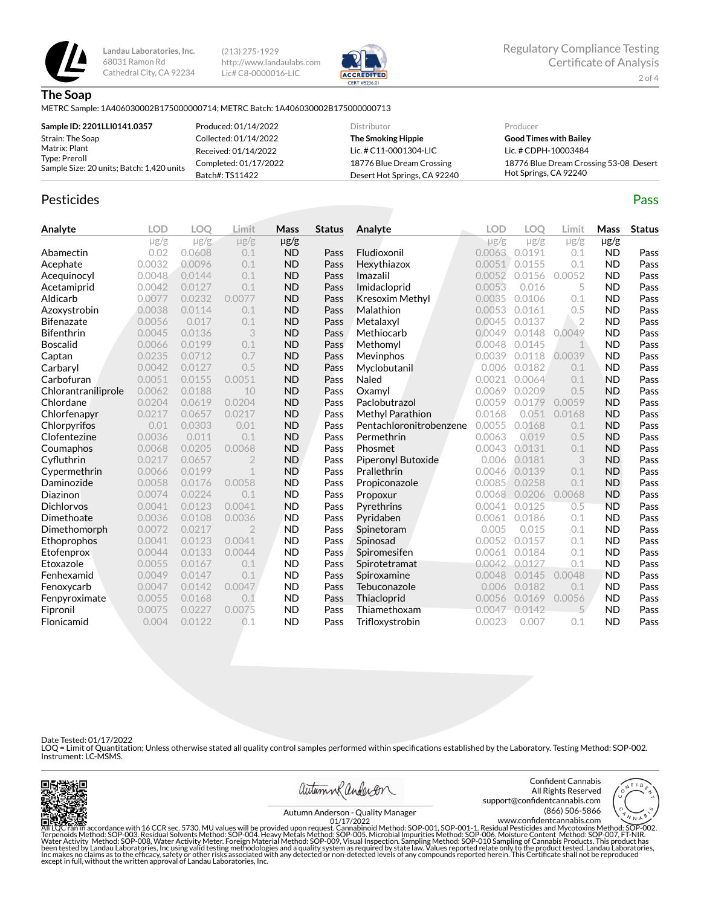Landau Laboratories, Inc.
68031 Ramon Rd
Cathedral City, CA 92234

(213) 275-1929
http://www.landaulabs.com
Lic# C8-0000016-LIC

Regulatory Compliance Testing
Certificate of Analysis

## The Soap

METRC Sample: 1A406030002B175000000714; METRC Batch: 1A406030002B175000000713

| | | Distributor | Producer |
|---|---|---|---|
| **Sample ID: 2201LLI0141.0357** | Produced: 01/14/2022 | **The Smoking Hippie** | **Good Times with Bailey** |
| Strain: The Soap | Collected: 01/14/2022 | Lic. # C11-0001304-LIC | Lic. # CDPH-10003484 |
| Matrix: Plant | Received: 01/14/2022 | 18776 Blue Dream Crossing | 18776 Blue Dream Crossing 53-08 Desert Hot Springs, CA 92240 |
| Type: Preroll | Completed: 01/17/2022 | Desert Hot Springs, CA 92240 | |
| Sample Size: 20 units; Batch: 1,420 units | Batch#: TS11422 | | |

## Pesticides

**Pass**

| Analyte | LOD | LOQ | Limit | Mass | Status |
|---|---|---|---|---|---|
| | µg/g | µg/g | µg/g | µg/g | |
| Abamectin | 0.02 | 0.0608 | 0.1 | ND | Pass |
| Acephate | 0.0032 | 0.0096 | 0.1 | ND | Pass |
| Acequinocyl | 0.0048 | 0.0144 | 0.1 | ND | Pass |
| Acetamiprid | 0.0042 | 0.0127 | 0.1 | ND | Pass |
| Aldicarb | 0.0077 | 0.0232 | 0.0077 | ND | Pass |
| Azoxystrobin | 0.0038 | 0.0114 | 0.1 | ND | Pass |
| Bifenazate | 0.0056 | 0.017 | 0.1 | ND | Pass |
| Bifenthrin | 0.0045 | 0.0136 | 3 | ND | Pass |
| Boscalid | 0.0066 | 0.0199 | 0.1 | ND | Pass |
| Captan | 0.0235 | 0.0712 | 0.7 | ND | Pass |
| Carbaryl | 0.0042 | 0.0127 | 0.5 | ND | Pass |
| Carbofuran | 0.0051 | 0.0155 | 0.0051 | ND | Pass |
| Chlorantraniliprole | 0.0062 | 0.0188 | 10 | ND | Pass |
| Chlordane | 0.0204 | 0.0619 | 0.0204 | ND | Pass |
| Chlorfenapyr | 0.0217 | 0.0657 | 0.0217 | ND | Pass |
| Chlorpyrifos | 0.01 | 0.0303 | 0.01 | ND | Pass |
| Clofentezine | 0.0036 | 0.011 | 0.1 | ND | Pass |
| Coumaphos | 0.0068 | 0.0205 | 0.0068 | ND | Pass |
| Cyfluthrin | 0.0217 | 0.0657 | 2 | ND | Pass |
| Cypermethrin | 0.0066 | 0.0199 | 1 | ND | Pass |
| Daminozide | 0.0058 | 0.0176 | 0.0058 | ND | Pass |
| Diazinon | 0.0074 | 0.0224 | 0.1 | ND | Pass |
| Dichlorvos | 0.0041 | 0.0123 | 0.0041 | ND | Pass |
| Dimethoate | 0.0036 | 0.0108 | 0.0036 | ND | Pass |
| Dimethomorph | 0.0072 | 0.0217 | 2 | ND | Pass |
| Ethoprophos | 0.0041 | 0.0123 | 0.0041 | ND | Pass |
| Etofenprox | 0.0044 | 0.0133 | 0.0044 | ND | Pass |
| Etoxazole | 0.0055 | 0.0167 | 0.1 | ND | Pass |
| Fenhexamid | 0.0049 | 0.0147 | 0.1 | ND | Pass |
| Fenoxycarb | 0.0047 | 0.0142 | 0.0047 | ND | Pass |
| Fenpyroximate | 0.0055 | 0.0168 | 0.1 | ND | Pass |
| Fipronil | 0.0075 | 0.0227 | 0.0075 | ND | Pass |
| Flonicamid | 0.004 | 0.0122 | 0.1 | ND | Pass |
| Fludioxonil | 0.0063 | 0.0191 | 0.1 | ND | Pass |
| Hexythiazox | 0.0051 | 0.0155 | 0.1 | ND | Pass |
| Imazalil | 0.0052 | 0.0156 | 0.0052 | ND | Pass |
| Imidacloprid | 0.0053 | 0.016 | 5 | ND | Pass |
| Kresoxim Methyl | 0.0035 | 0.0106 | 0.1 | ND | Pass |
| Malathion | 0.0053 | 0.0161 | 0.5 | ND | Pass |
| Metalaxyl | 0.0045 | 0.0137 | 2 | ND | Pass |
| Methiocarb | 0.0049 | 0.0148 | 0.0049 | ND | Pass |
| Methomyl | 0.0048 | 0.0145 | 1 | ND | Pass |
| Mevinphos | 0.0039 | 0.0118 | 0.0039 | ND | Pass |
| Myclobutanil | 0.006 | 0.0182 | 0.1 | ND | Pass |
| Naled | 0.0021 | 0.0064 | 0.1 | ND | Pass |
| Oxamyl | 0.0069 | 0.0209 | 0.5 | ND | Pass |
| Paclobutrazol | 0.0059 | 0.0179 | 0.0059 | ND | Pass |
| Methyl Parathion | 0.0168 | 0.051 | 0.0168 | ND | Pass |
| Pentachloronitrobenzene | 0.0055 | 0.0168 | 0.1 | ND | Pass |
| Permethrin | 0.0063 | 0.019 | 0.5 | ND | Pass |
| Phosmet | 0.0043 | 0.0131 | 0.1 | ND | Pass |
| Piperonyl Butoxide | 0.006 | 0.0181 | 3 | ND | Pass |
| Prallethrin | 0.0046 | 0.0139 | 0.1 | ND | Pass |
| Propiconazole | 0.0085 | 0.0258 | 0.1 | ND | Pass |
| Propoxur | 0.0068 | 0.0206 | 0.0068 | ND | Pass |
| Pyrethrins | 0.0041 | 0.0125 | 0.5 | ND | Pass |
| Pyridaben | 0.0061 | 0.0186 | 0.1 | ND | Pass |
| Spinetoram | 0.005 | 0.015 | 0.1 | ND | Pass |
| Spinosad | 0.0052 | 0.0157 | 0.1 | ND | Pass |
| Spiromesifen | 0.0061 | 0.0184 | 0.1 | ND | Pass |
| Spirotetramat | 0.0042 | 0.0127 | 0.1 | ND | Pass |
| Spiroxamine | 0.0048 | 0.0145 | 0.0048 | ND | Pass |
| Tebuconazole | 0.006 | 0.0182 | 0.1 | ND | Pass |
| Thiacloprid | 0.0056 | 0.0169 | 0.0056 | ND | Pass |
| Thiamethoxam | 0.0047 | 0.0142 | 5 | ND | Pass |
| Trifloxystrobin | 0.0023 | 0.007 | 0.1 | ND | Pass |

Date Tested: 01/17/2022
LOQ = Limit of Quantitation; Unless otherwise stated all quality control samples performed within specifications established by the Laboratory. Testing Method: SOP-002. Instrument: LC-MSMS.

Autumn Anderson - Quality Manager
01/17/2022

Confident Cannabis
All Rights Reserved
support@confidentcannabis.com
(866) 506-5866
www.confidentcannabis.com

All LQC ran in accordance with 16 CCR sec. 5730. MU values will be provided upon request. Cannabinoid Method: SOP-001, SOP-001-1. Residual Pesticides and Mycotoxins Method: SOP-002. Terpenoids Method: SOP-003. Residual Solvents Method: SOP-004. Heavy Metals Method: SOP-005. Microbial Impurities Method: SOP-006. Moisture Content Method: SOP-007, FT-NIR. Water Activity Method: SOP-008, Water Activity Meter. Foreign Material Method: SOP-009, Visual Inspection. Sampling Method: SOP-010 Sampling of Cannabis Products. This product has been tested by Landau Laboratories, Inc using valid testing methodologies and a quality system as required by state law. Values reported relate only to the product tested. Landau Laboratories, Inc makes no claims as to the efficacy, safety or other risks associated with any detected or non-detected levels of any compounds reported herein. This Certificate shall not be reproduced except in full, without the written approval of Landau Laboratories, Inc.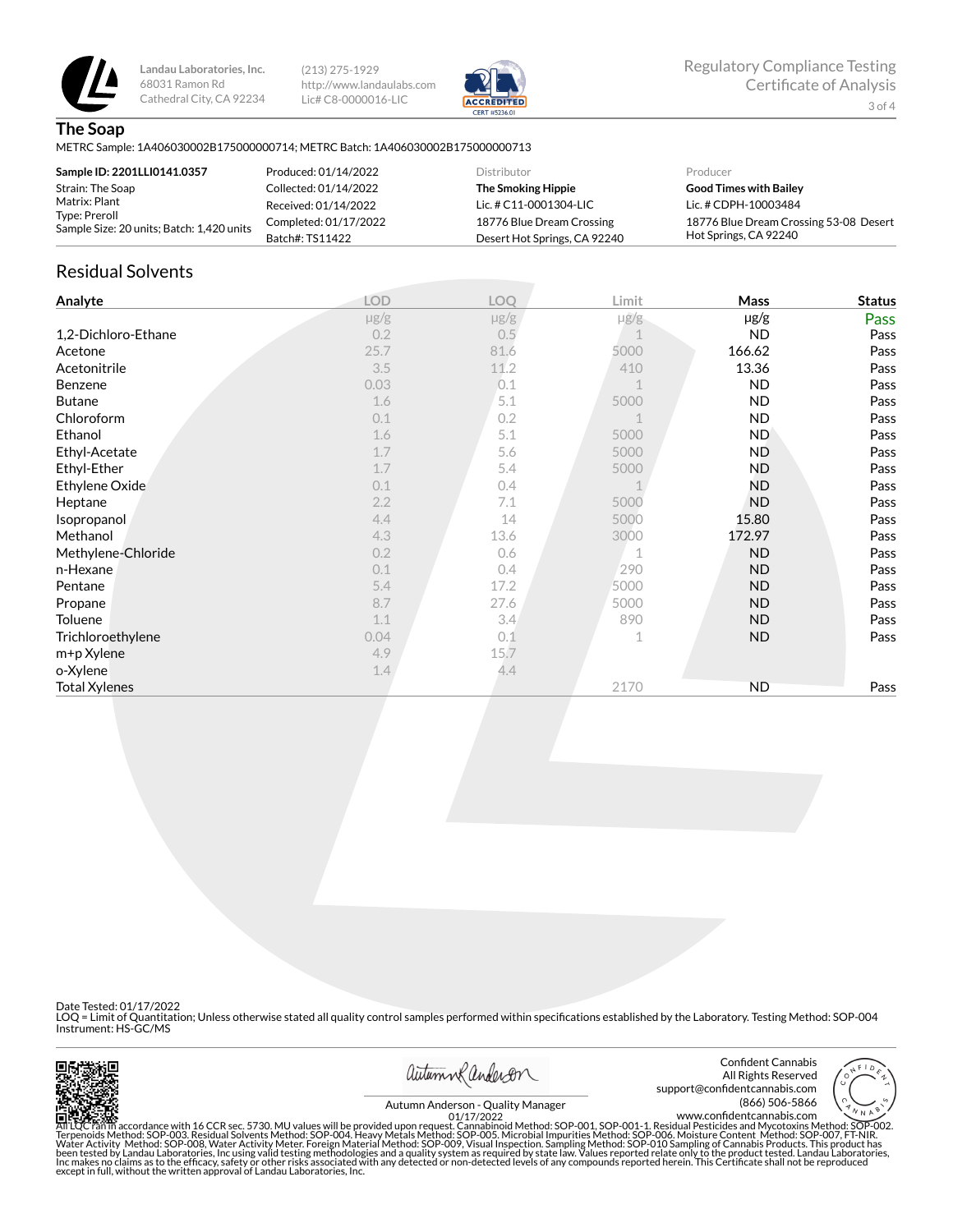Landau Laboratories, Inc.
68031 Ramon Rd
Cathedral City, CA 92234

(213) 275-1929
http://www.landaulabs.com
Lic# C8-0000016-LIC

Regulatory Compliance Testing
Certificate of Analysis

# The Soap

METRC Sample: 1A406030002B175000000714; METRC Batch: 1A406030002B175000000713

| | | Distributor | Producer |
|---|---|---|---|
| **Sample ID: 2201LLI0141.0357** | Produced: 01/14/2022 | **The Smoking Hippie** | **Good Times with Bailey** |
| Strain: The Soap | Collected: 01/14/2022 | Lic. # C11-0001304-LIC | Lic. # CDPH-10003484 |
| Matrix: Plant | Received: 01/14/2022 | 18776 Blue Dream Crossing | 18776 Blue Dream Crossing 53-08 Desert Hot Springs, CA 92240 |
| Type: Preroll | Completed: 01/17/2022 | Desert Hot Springs, CA 92240 | |
| Sample Size: 20 units; Batch: 1,420 units | Batch#: TS11422 | | |

## Residual Solvents

| Analyte | LOD | LOQ | Limit | Mass | Status |
|---|---|---|---|---|---|
| | μg/g | μg/g | μg/g | μg/g | Pass |
| 1,2-Dichloro-Ethane | 0.2 | 0.5 | 1 | ND | Pass |
| Acetone | 25.7 | 81.6 | 5000 | 166.62 | Pass |
| Acetonitrile | 3.5 | 11.2 | 410 | 13.36 | Pass |
| Benzene | 0.03 | 0.1 | 1 | ND | Pass |
| Butane | 1.6 | 5.1 | 5000 | ND | Pass |
| Chloroform | 0.1 | 0.2 | 1 | ND | Pass |
| Ethanol | 1.6 | 5.1 | 5000 | ND | Pass |
| Ethyl-Acetate | 1.7 | 5.6 | 5000 | ND | Pass |
| Ethyl-Ether | 1.7 | 5.4 | 5000 | ND | Pass |
| Ethylene Oxide | 0.1 | 0.4 | 1 | ND | Pass |
| Heptane | 2.2 | 7.1 | 5000 | ND | Pass |
| Isopropanol | 4.4 | 14 | 5000 | 15.80 | Pass |
| Methanol | 4.3 | 13.6 | 3000 | 172.97 | Pass |
| Methylene-Chloride | 0.2 | 0.6 | 1 | ND | Pass |
| n-Hexane | 0.1 | 0.4 | 290 | ND | Pass |
| Pentane | 5.4 | 17.2 | 5000 | ND | Pass |
| Propane | 8.7 | 27.6 | 5000 | ND | Pass |
| Toluene | 1.1 | 3.4 | 890 | ND | Pass |
| Trichloroethylene | 0.04 | 0.1 | 1 | ND | Pass |
| m+p Xylene | 4.9 | 15.7 | | | |
| o-Xylene | 1.4 | 4.4 | | | |
| Total Xylenes | | | 2170 | ND | Pass |

Date Tested: 01/17/2022
LOQ = Limit of Quantitation; Unless otherwise stated all quality control samples performed within specifications established by the Laboratory. Testing Method: SOP-004
Instrument: HS-GC/MS

Autumn Anderson - Quality Manager
01/17/2022

Confident Cannabis
All Rights Reserved
support@confidentcannabis.com
(866) 506-5866
www.confidentcannabis.com

All LQC ran in accordance with 16 CCR sec. 5730. MU values will be provided upon request. Cannabinoid Method: SOP-001, SOP-001-1. Residual Pesticides and Mycotoxins Method: SOP-002. Terpenoids Method: SOP-003. Residual Solvents Method: SOP-004. Heavy Metals Method: SOP-005. Microbial Impurities Method: SOP-006. Moisture Content Method: SOP-007, FT-NIR. Water Activity Method: SOP-008, Water Activity Meter. Foreign Material Method: SOP-009, Visual Inspection. Sampling Method: SOP-010 Sampling of Cannabis Products. This product has been tested by Landau Laboratories, Inc using valid testing methodologies and a quality system as required by state law. Values reported relate only to the product tested. Landau Laboratories, Inc makes no claims as to the efficacy, safety or other risks associated with any detected or non-detected levels of any compounds reported herein. This Certificate shall not be reproduced except in full, without the written approval of Landau Laboratories, Inc.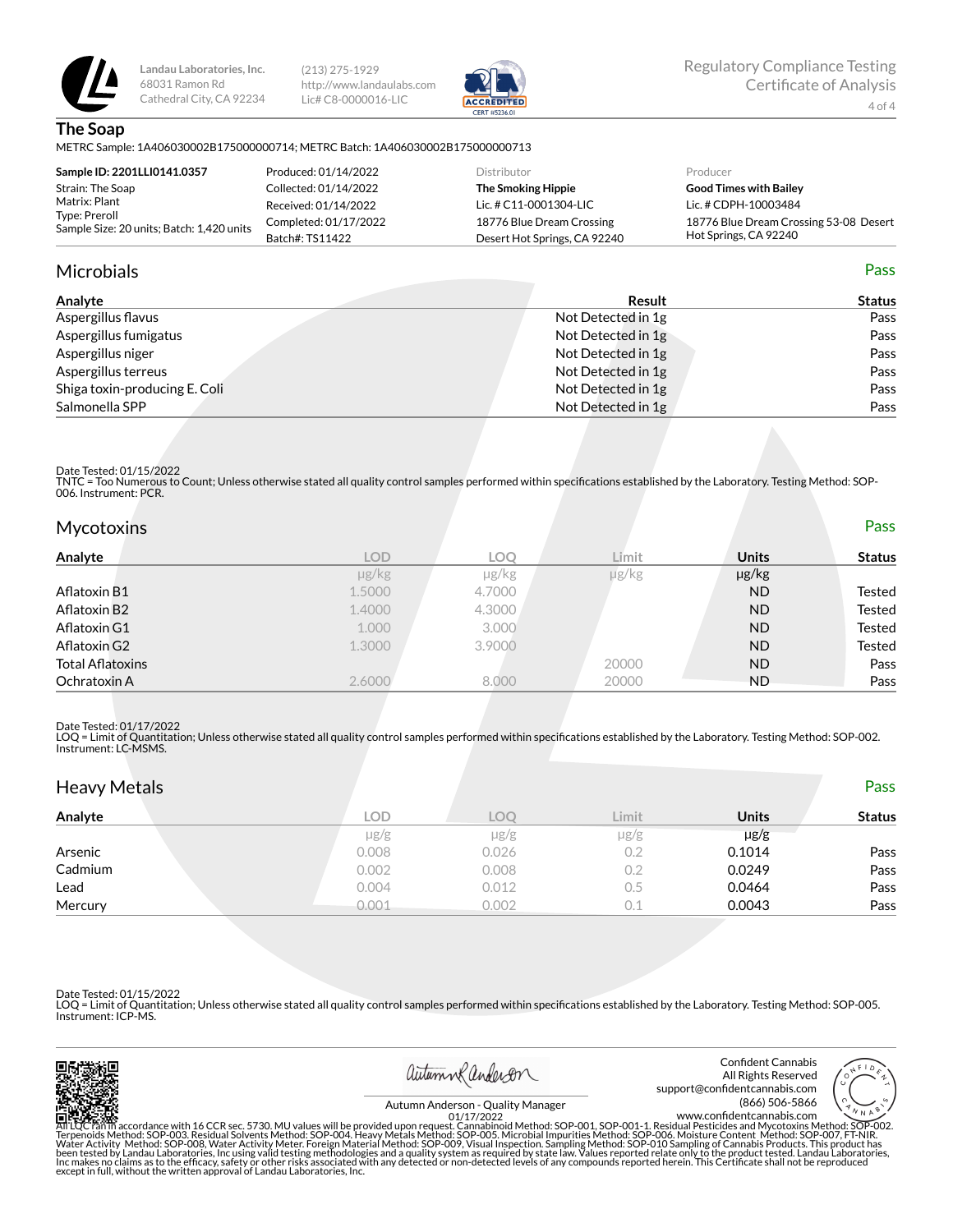Landau Laboratories, Inc.
68031 Ramon Rd
Cathedral City, CA 92234

(213) 275-1929
http://www.landaulabs.com
Lic# C8-0000016-LIC

Regulatory Compliance Testing
Certificate of Analysis

## The Soap

METRC Sample: 1A406030002B175000000714; METRC Batch: 1A406030002B175000000713

| | | | |
|---|---|---|---|
| **Sample ID: 2201LLI0141.0357** | Produced: 01/14/2022 | Distributor | Producer |
| Strain: The Soap | Collected: 01/14/2022 | **The Smoking Hippie** | **Good Times with Bailey** |
| Matrix: Plant | Received: 01/14/2022 | Lic. # C11-0001304-LIC | Lic. # CDPH-10003484 |
| Type: Preroll | Completed: 01/17/2022 | 18776 Blue Dream Crossing | 18776 Blue Dream Crossing 53-08 Desert Hot Springs, CA 92240 |
| Sample Size: 20 units; Batch: 1,420 units | Batch#: TS11422 | Desert Hot Springs, CA 92240 | |

## Microbials

Pass

| Analyte | Result | Status |
|---|---|---|
| Aspergillus flavus | Not Detected in 1g | Pass |
| Aspergillus fumigatus | Not Detected in 1g | Pass |
| Aspergillus niger | Not Detected in 1g | Pass |
| Aspergillus terreus | Not Detected in 1g | Pass |
| Shiga toxin-producing E. Coli | Not Detected in 1g | Pass |
| Salmonella SPP | Not Detected in 1g | Pass |

Date Tested: 01/15/2022
TNTC = Too Numerous to Count; Unless otherwise stated all quality control samples performed within specifications established by the Laboratory. Testing Method: SOP-006. Instrument: PCR.

## Mycotoxins

Pass

| Analyte | LOD | LOQ | Limit | Units | Status |
|---|---|---|---|---|---|
| | μg/kg | μg/kg | μg/kg | μg/kg | |
| Aflatoxin B1 | 1.5000 | 4.7000 | | ND | Tested |
| Aflatoxin B2 | 1.4000 | 4.3000 | | ND | Tested |
| Aflatoxin G1 | 1.000 | 3.000 | | ND | Tested |
| Aflatoxin G2 | 1.3000 | 3.9000 | | ND | Tested |
| Total Aflatoxins | | | 20000 | ND | Pass |
| Ochratoxin A | 2.6000 | 8.000 | 20000 | ND | Pass |

Date Tested: 01/17/2022
LOQ = Limit of Quantitation; Unless otherwise stated all quality control samples performed within specifications established by the Laboratory. Testing Method: SOP-002. Instrument: LC-MSMS.

## Heavy Metals

Pass

| Analyte | LOD | LOQ | Limit | Units | Status |
|---|---|---|---|---|---|
| | μg/g | μg/g | μg/g | μg/g | |
| Arsenic | 0.008 | 0.026 | 0.2 | 0.1014 | Pass |
| Cadmium | 0.002 | 0.008 | 0.2 | 0.0249 | Pass |
| Lead | 0.004 | 0.012 | 0.5 | 0.0464 | Pass |
| Mercury | 0.001 | 0.002 | 0.1 | 0.0043 | Pass |

Date Tested: 01/15/2022
LOQ = Limit of Quantitation; Unless otherwise stated all quality control samples performed within specifications established by the Laboratory. Testing Method: SOP-005. Instrument: ICP-MS.

Autumn Anderson - Quality Manager
01/17/2022

Confident Cannabis
All Rights Reserved
support@confidentcannabis.com
(866) 506-5866
www.confidentcannabis.com

All LQC ran in accordance with 16 CCR sec. 5730. MU values will be provided upon request. Cannabinoid Method: SOP-001, SOP-001-1. Residual Pesticides and Mycotoxins Method: SOP-002. Terpenoids Method: SOP-003. Residual Solvents Method: SOP-004. Heavy Metals Method: SOP-005. Microbial Impurities Method: SOP-006. Moisture Content Method: SOP-007, FT-NIR. Water Activity Method: SOP-008, Water Activity Meter. Foreign Material Method: SOP-009, Visual Inspection. Sampling Method: SOP-010 Sampling of Cannabis Products. This product has been tested by Landau Laboratories, Inc using valid testing methodologies and a quality system as required by state law. Values reported relate only to the product tested. Landau Laboratories, Inc makes no claims as to the efficacy, safety or other risks associated with any detected or non-detected levels of any compounds reported herein. This Certificate shall not be reproduced except in full, without the written approval of Landau Laboratories, Inc.